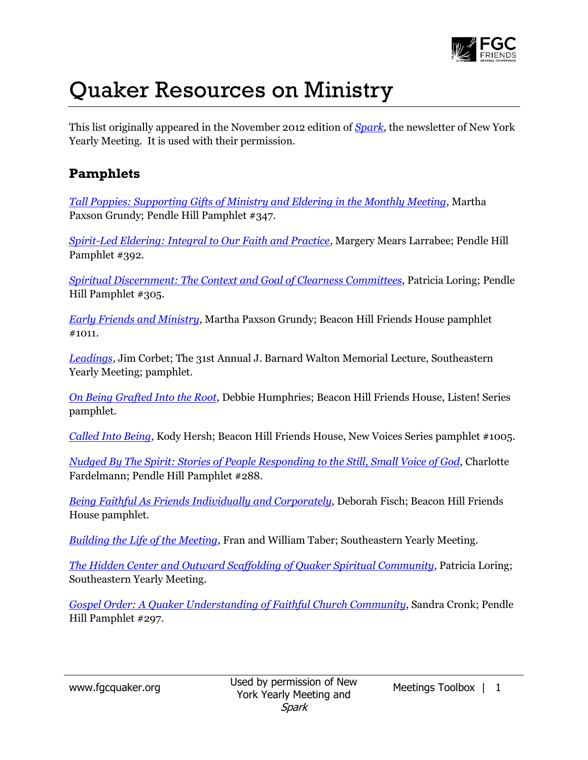# Quaker Resources on Ministry

This list originally appeared in the November 2012 edition of *Spark*, the newsletter of New York Yearly Meeting. It is used with their permission.

## Pamphlets

*Tall Poppies: Supporting Gifts of Ministry and Eldering in the Monthly Meeting*, Martha Paxson Grundy; Pendle Hill Pamphlet #347.

*Spirit-Led Eldering: Integral to Our Faith and Practice*, Margery Mears Larrabee; Pendle Hill Pamphlet #392.

*Spiritual Discernment: The Context and Goal of Clearness Committees*, Patricia Loring; Pendle Hill Pamphlet #305.

*Early Friends and Ministry*, Martha Paxson Grundy; Beacon Hill Friends House pamphlet #1011.

*Leadings*, Jim Corbet; The 31st Annual J. Barnard Walton Memorial Lecture, Southeastern Yearly Meeting; pamphlet.

*On Being Grafted Into the Root*, Debbie Humphries; Beacon Hill Friends House, Listen! Series pamphlet.

*Called Into Being*, Kody Hersh; Beacon Hill Friends House, New Voices Series pamphlet #1005.

*Nudged By The Spirit: Stories of People Responding to the Still, Small Voice of God*, Charlotte Fardelmann; Pendle Hill Pamphlet #288.

*Being Faithful As Friends Individually and Corporately*, Deborah Fisch; Beacon Hill Friends House pamphlet.

*Building the Life of the Meeting*, Fran and William Taber; Southeastern Yearly Meeting.

*The Hidden Center and Outward Scaffolding of Quaker Spiritual Community*, Patricia Loring; Southeastern Yearly Meeting.

*Gospel Order: A Quaker Understanding of Faithful Church Community*, Sandra Cronk; Pendle Hill Pamphlet #297.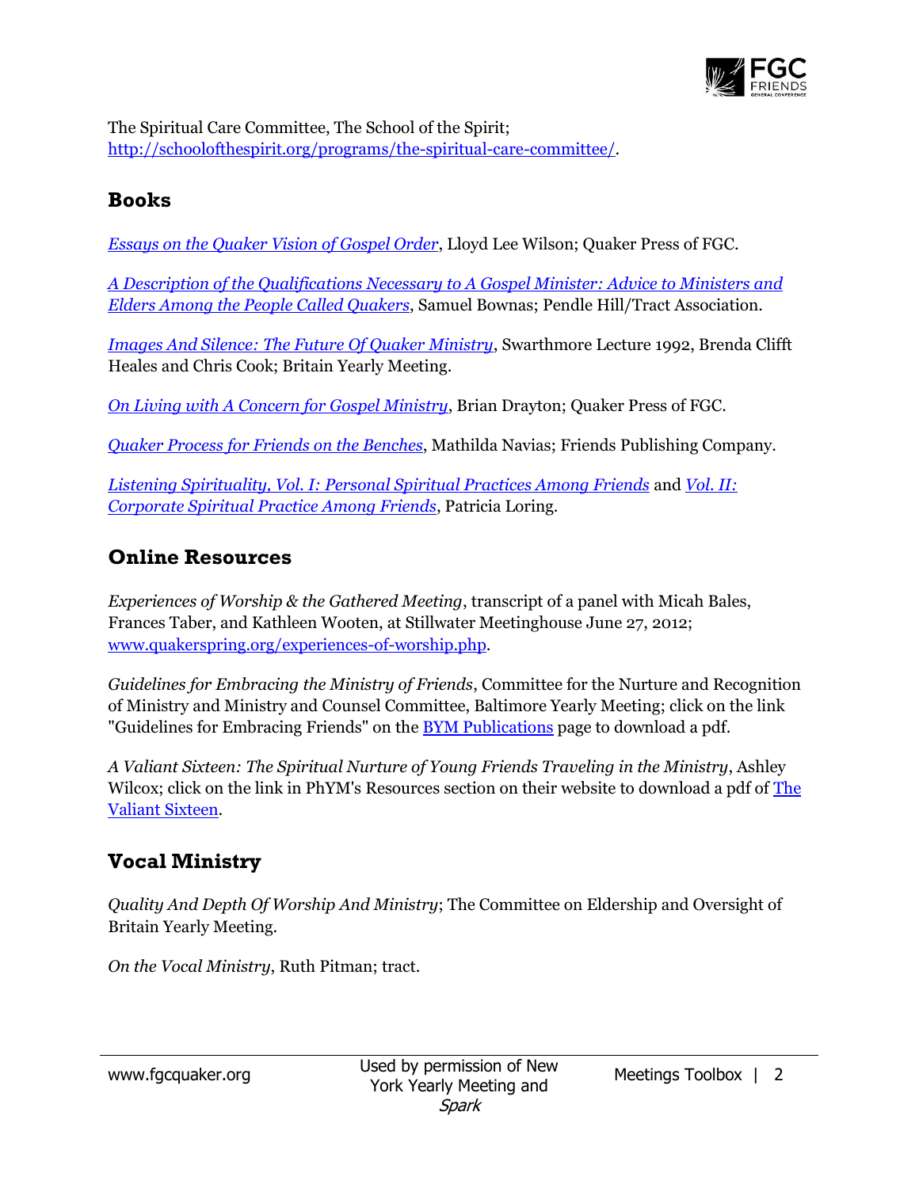The Spiritual Care Committee, The School of the Spirit; [http://schoolofthespirit.org/programs/the-spiritual-care-committee/](http://schoolofthespirit.org/programs/the-spiritual-care-committee/).

## Books

*Essays on the Quaker Vision of Gospel Order*, Lloyd Lee Wilson; Quaker Press of FGC.

*A Description of the Qualifications Necessary to A Gospel Minister: Advice to Ministers and Elders Among the People Called Quakers*, Samuel Bownas; Pendle Hill/Tract Association.

*Images And Silence: The Future Of Quaker Ministry*, Swarthmore Lecture 1992, Brenda Clifft Heales and Chris Cook; Britain Yearly Meeting.

*On Living with A Concern for Gospel Ministry*, Brian Drayton; Quaker Press of FGC.

*Quaker Process for Friends on the Benches*, Mathilda Navias; Friends Publishing Company.

*Listening Spirituality, Vol. I: Personal Spiritual Practices Among Friends* and *Vol. II: Corporate Spiritual Practice Among Friends*, Patricia Loring.

## Online Resources

*Experiences of Worship & the Gathered Meeting*, transcript of a panel with Micah Bales, Frances Taber, and Kathleen Wooten, at Stillwater Meetinghouse June 27, 2012; [www.quakerspring.org/experiences-of-worship.php](www.quakerspring.org/experiences-of-worship.php).

*Guidelines for Embracing the Ministry of Friends*, Committee for the Nurture and Recognition of Ministry and Ministry and Counsel Committee, Baltimore Yearly Meeting; click on the link "Guidelines for Embracing Friends" on the BYM Publications page to download a pdf.

*A Valiant Sixteen: The Spiritual Nurture of Young Friends Traveling in the Ministry*, Ashley Wilcox; click on the link in PhYM's Resources section on their website to download a pdf of The Valiant Sixteen.

## Vocal Ministry

*Quality And Depth Of Worship And Ministry*; The Committee on Eldership and Oversight of Britain Yearly Meeting.

*On the Vocal Ministry*, Ruth Pitman; tract.

Used by permission of New York Yearly Meeting and *Spark*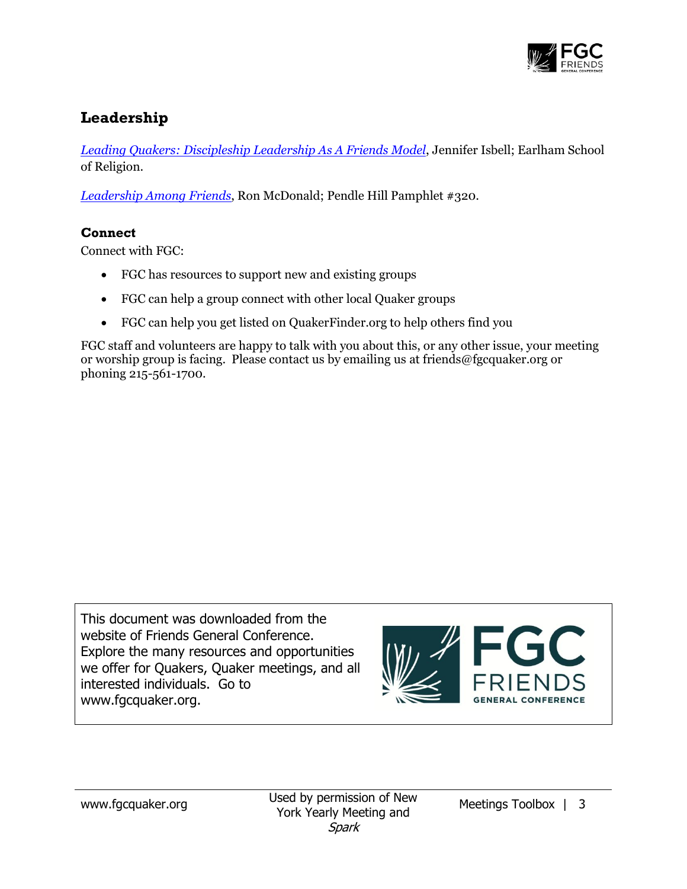## Leadership

*Leading Quakers: Discipleship Leadership As A Friends Model*, Jennifer Isbell; Earlham School of Religion.

*Leadership Among Friends*, Ron McDonald; Pendle Hill Pamphlet #320.

### Connect

Connect with FGC:

- FGC has resources to support new and existing groups
- FGC can help a group connect with other local Quaker groups
- FGC can help you get listed on QuakerFinder.org to help others find you

FGC staff and volunteers are happy to talk with you about this, or any other issue, your meeting or worship group is facing. Please contact us by emailing us at friends@fgcquaker.org or phoning 215-561-1700.

This document was downloaded from the website of Friends General Conference. Explore the many resources and opportunities we offer for Quakers, Quaker meetings, and all interested individuals. Go to www.fgcquaker.org.